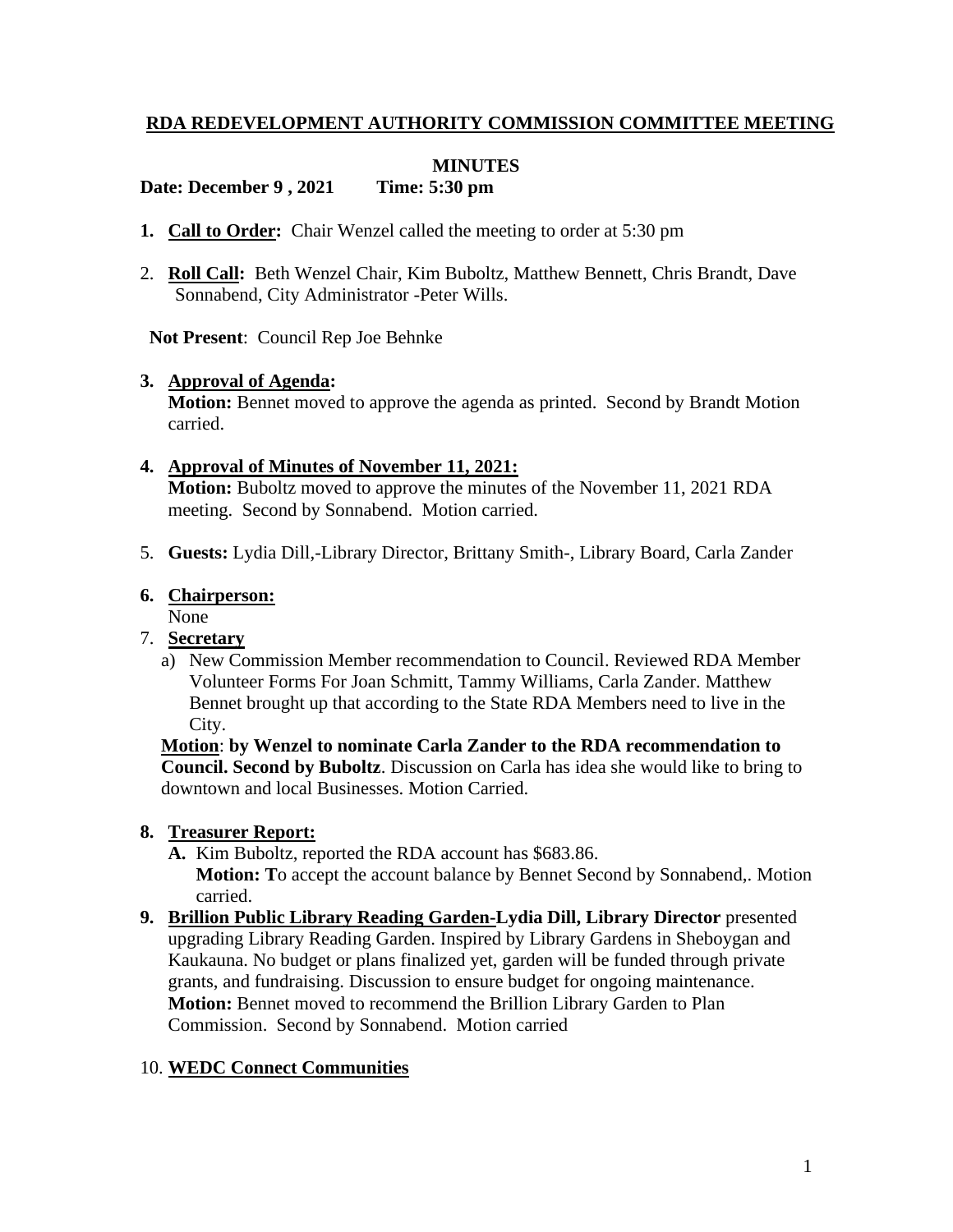**RDA REDEVELOPMENT AUTHORITY COMMISSION COMMITTEE MEETING**

**MINUTES**

**Date: December 9 , 2021 Time: 5:30 pm**

1. **Call to Order:** Chair Wenzel called the meeting to order at 5:30 pm

2. **Roll Call:** Beth Wenzel Chair, Kim Buboltz, Matthew Bennett, Chris Brandt, Dave Sonnabend, City Administrator -Peter Wills.

   **Not Present**: Council Rep Joe Behnke

3. **Approval of Agenda:**
   **Motion:** Bennet moved to approve the agenda as printed. Second by Brandt Motion carried.

4. **Approval of Minutes of November 11, 2021:**
   **Motion:** Buboltz moved to approve the minutes of the November 11, 2021 RDA meeting. Second by Sonnabend. Motion carried.

5. **Guests:** Lydia Dill,-Library Director, Brittany Smith-, Library Board, Carla Zander

6. **Chairperson:**
   None

7. **Secretary**
   a) New Commission Member recommendation to Council. Reviewed RDA Member Volunteer Forms For Joan Schmitt, Tammy Williams, Carla Zander. Matthew Bennet brought up that according to the State RDA Members need to live in the City.

   **Motion**: **by Wenzel to nominate Carla Zander to the RDA recommendation to Council. Second by Buboltz**. Discussion on Carla has idea she would like to bring to downtown and local Businesses. Motion Carried.

8. **Treasurer Report:**
   **A.** Kim Buboltz, reported the RDA account has $683.86.
   **Motion: T**o accept the account balance by Bennet Second by Sonnabend,. Motion carried.

9. **Brillion Public Library Reading Garden-Lydia Dill, Library Director** presented upgrading Library Reading Garden. Inspired by Library Gardens in Sheboygan and Kaukauna. No budget or plans finalized yet, garden will be funded through private grants, and fundraising. Discussion to ensure budget for ongoing maintenance.
   **Motion:** Bennet moved to recommend the Brillion Library Garden to Plan Commission. Second by Sonnabend. Motion carried

10. **WEDC Connect Communities**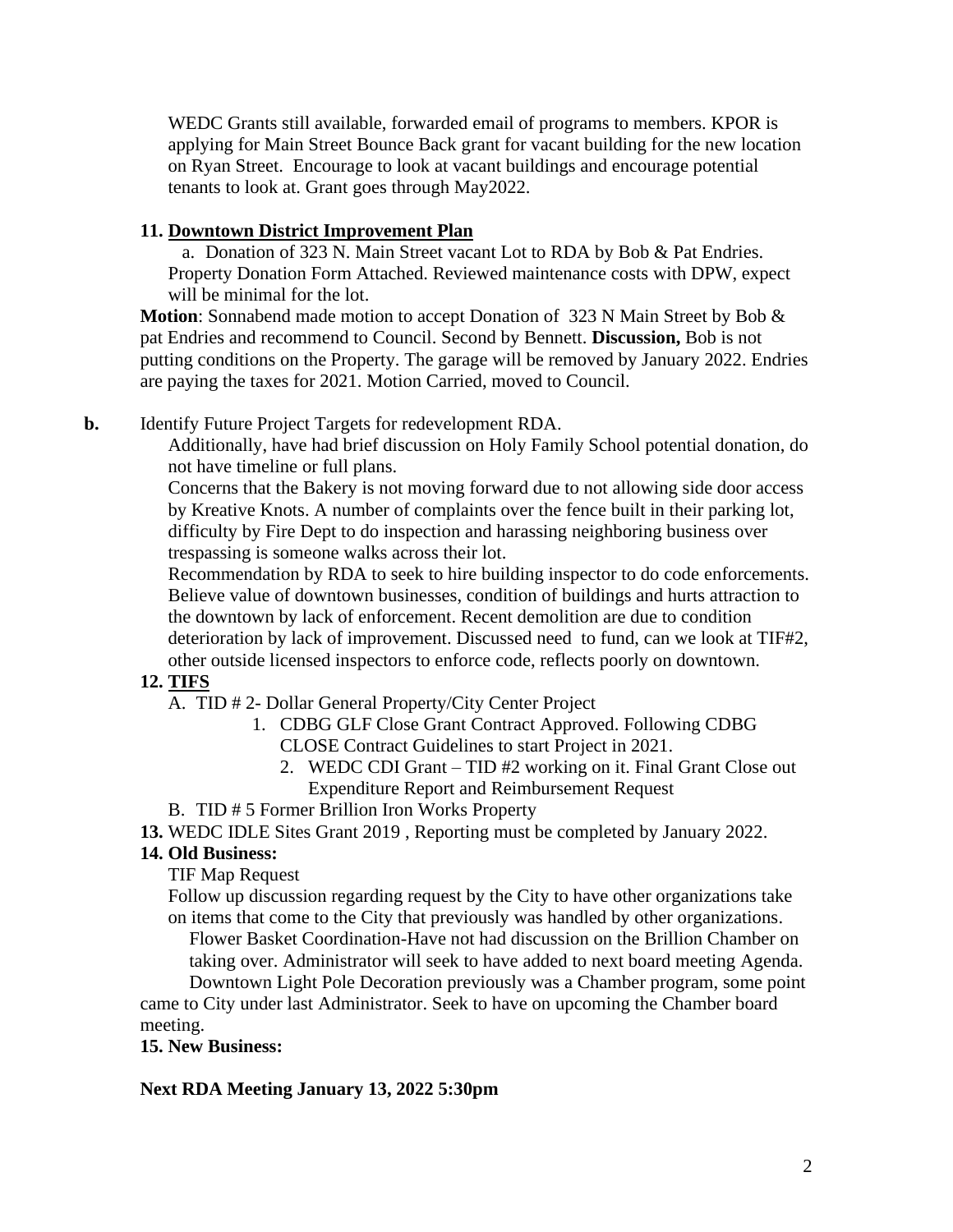WEDC Grants still available, forwarded email of programs to members. KPOR is applying for Main Street Bounce Back grant for vacant building for the new location on Ryan Street. Encourage to look at vacant buildings and encourage potential tenants to look at. Grant goes through May2022.

**11. Downtown District Improvement Plan**

a. Donation of 323 N. Main Street vacant Lot to RDA by Bob & Pat Endries. Property Donation Form Attached. Reviewed maintenance costs with DPW, expect will be minimal for the lot.

**Motion**: Sonnabend made motion to accept Donation of 323 N Main Street by Bob & pat Endries and recommend to Council. Second by Bennett. **Discussion,** Bob is not putting conditions on the Property. The garage will be removed by January 2022. Endries are paying the taxes for 2021. Motion Carried, moved to Council.

**b.** Identify Future Project Targets for redevelopment RDA.

Additionally, have had brief discussion on Holy Family School potential donation, do not have timeline or full plans.

Concerns that the Bakery is not moving forward due to not allowing side door access by Kreative Knots. A number of complaints over the fence built in their parking lot, difficulty by Fire Dept to do inspection and harassing neighboring business over trespassing is someone walks across their lot.

Recommendation by RDA to seek to hire building inspector to do code enforcements. Believe value of downtown businesses, condition of buildings and hurts attraction to the downtown by lack of enforcement. Recent demolition are due to condition deterioration by lack of improvement. Discussed need to fund, can we look at TIF#2, other outside licensed inspectors to enforce code, reflects poorly on downtown.

**12. TIFS**

A. TID # 2- Dollar General Property/City Center Project
1. CDBG GLF Close Grant Contract Approved. Following CDBG CLOSE Contract Guidelines to start Project in 2021.
2. WEDC CDI Grant – TID #2 working on it. Final Grant Close out Expenditure Report and Reimbursement Request

B. TID # 5 Former Brillion Iron Works Property

**13.** WEDC IDLE Sites Grant 2019 , Reporting must be completed by January 2022.

**14. Old Business:**

TIF Map Request

Follow up discussion regarding request by the City to have other organizations take on items that come to the City that previously was handled by other organizations.

Flower Basket Coordination-Have not had discussion on the Brillion Chamber on taking over. Administrator will seek to have added to next board meeting Agenda.

Downtown Light Pole Decoration previously was a Chamber program, some point came to City under last Administrator. Seek to have on upcoming the Chamber board meeting.

**15. New Business:**

**Next RDA Meeting January 13, 2022 5:30pm**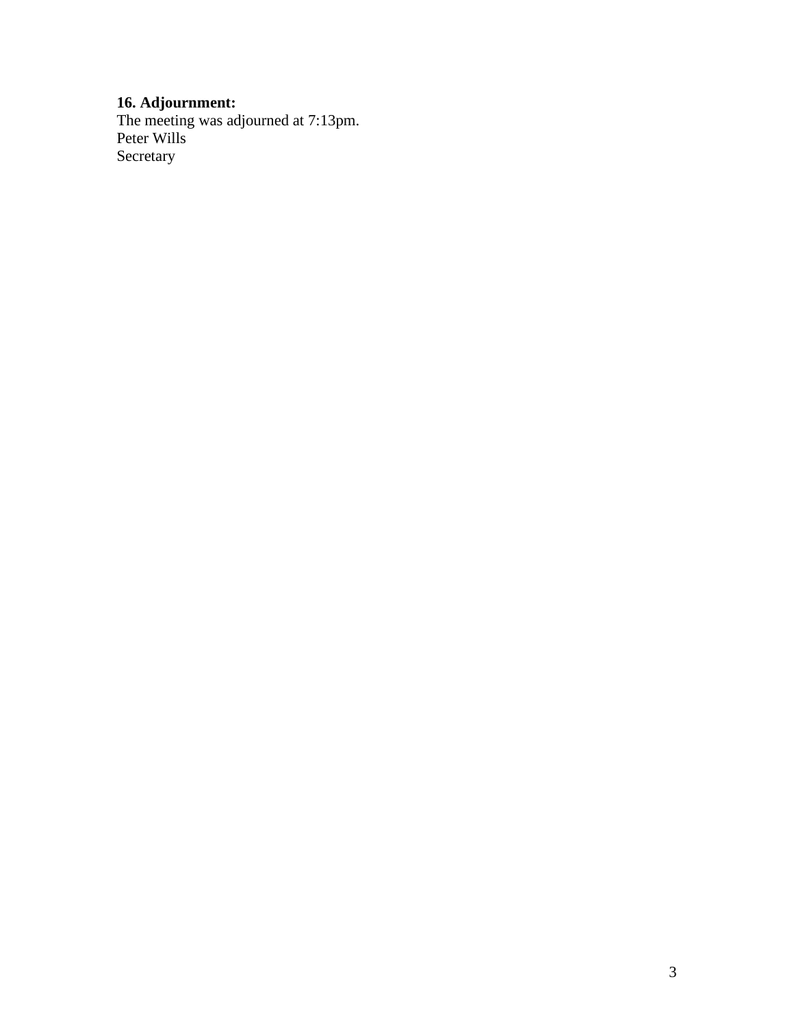**16. Adjournment:**

The meeting was adjourned at 7:13pm.
Peter Wills
Secretary